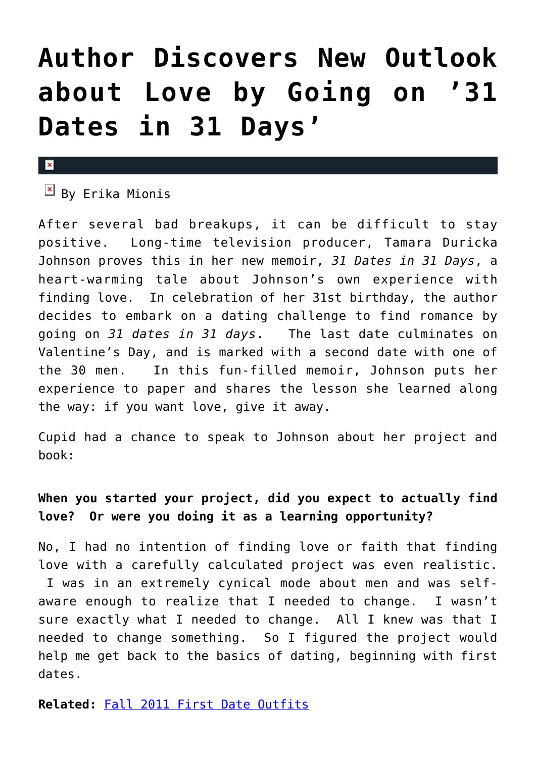# Author Discovers New Outlook about Love by Going on '31 Dates in 31 Days'

By Erika Mionis

After several bad breakups, it can be difficult to stay positive. Long-time television producer, Tamara Duricka Johnson proves this in her new memoir, *31 Dates in 31 Days*, a heart-warming tale about Johnson's own experience with finding love. In celebration of her 31st birthday, the author decides to embark on a dating challenge to find romance by going on *31 dates in 31 days*. The last date culminates on Valentine's Day, and is marked with a second date with one of the 30 men. In this fun-filled memoir, Johnson puts her experience to paper and shares the lesson she learned along the way: if you want love, give it away.

Cupid had a chance to speak to Johnson about her project and book:

**When you started your project, did you expect to actually find love? Or were you doing it as a learning opportunity?**

No, I had no intention of finding love or faith that finding love with a carefully calculated project was even realistic. I was in an extremely cynical mode about men and was self-aware enough to realize that I needed to change. I wasn't sure exactly what I needed to change. All I knew was that I needed to change something. So I figured the project would help me get back to the basics of dating, beginning with first dates.

**Related:** Fall 2011 First Date Outfits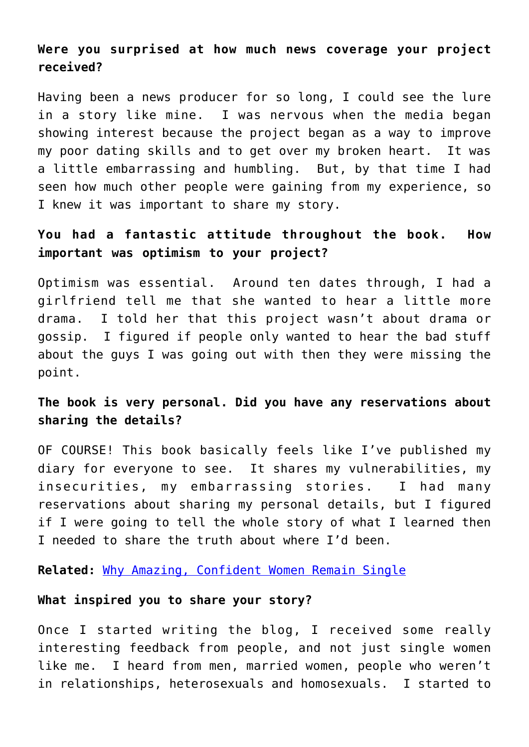**Were you surprised at how much news coverage your project received?**

Having been a news producer for so long, I could see the lure in a story like mine. I was nervous when the media began showing interest because the project began as a way to improve my poor dating skills and to get over my broken heart. It was a little embarrassing and humbling. But, by that time I had seen how much other people were gaining from my experience, so I knew it was important to share my story.

**You had a fantastic attitude throughout the book. How important was optimism to your project?**

Optimism was essential. Around ten dates through, I had a girlfriend tell me that she wanted to hear a little more drama. I told her that this project wasn't about drama or gossip. I figured if people only wanted to hear the bad stuff about the guys I was going out with then they were missing the point.

**The book is very personal. Did you have any reservations about sharing the details?**

OF COURSE! This book basically feels like I've published my diary for everyone to see. It shares my vulnerabilities, my insecurities, my embarrassing stories. I had many reservations about sharing my personal details, but I figured if I were going to tell the whole story of what I learned then I needed to share the truth about where I'd been.

**Related:** [Why Amazing, Confident Women Remain Single]()

**What inspired you to share your story?**

Once I started writing the blog, I received some really interesting feedback from people, and not just single women like me. I heard from men, married women, people who weren't in relationships, heterosexuals and homosexuals. I started to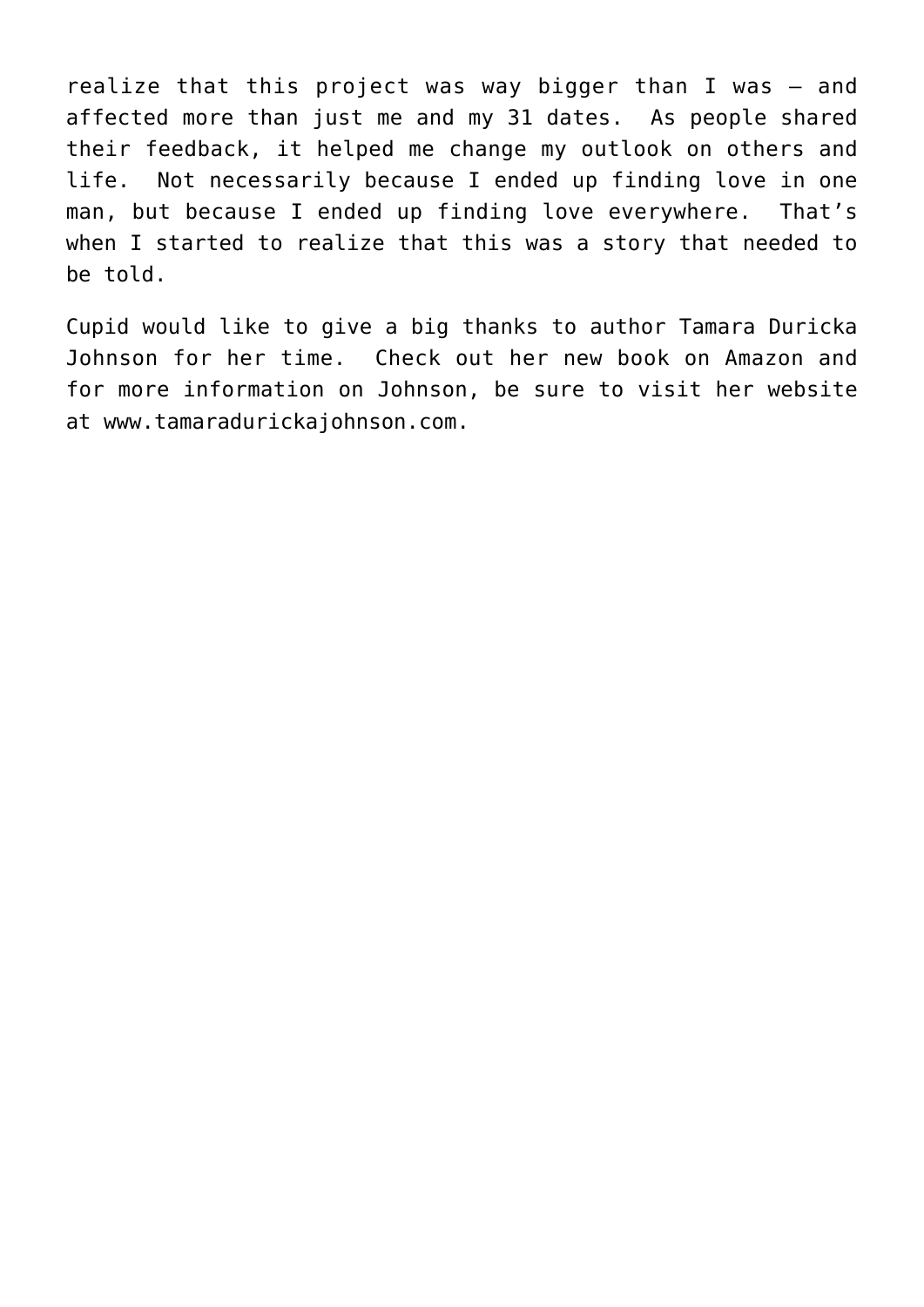realize that this project was way bigger than I was – and affected more than just me and my 31 dates. As people shared their feedback, it helped me change my outlook on others and life. Not necessarily because I ended up finding love in one man, but because I ended up finding love everywhere. That's when I started to realize that this was a story that needed to be told.

Cupid would like to give a big thanks to author Tamara Duricka Johnson for her time. Check out her new book on Amazon and for more information on Johnson, be sure to visit her website at www.tamaradurickajohnson.com.